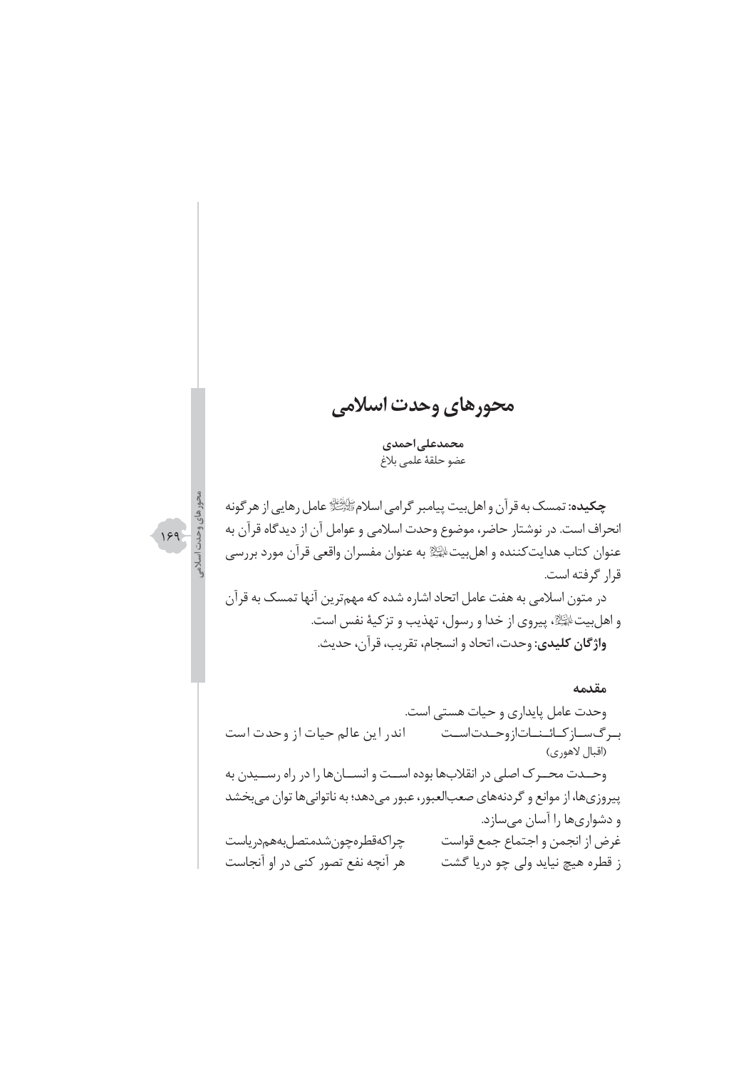# محورهای وحدت اسلامی

**محمدعلی احمدی**
عضو حلقهٔ علمی بلاغ

**چکیده:** تمسک به قرآن و اهل‌بیت پیامبر گرامی اسلامﷺ عامل رهایی از هرگونه انحراف است. در نوشتار حاضر، موضوع وحدت اسلامی و عوامل آن از دیدگاه قرآن به عنوان کتاب هدایت‌کننده و اهل‌بیتعلیهم‌السلام به عنوان مفسران واقعی قرآن مورد بررسی قرار گرفته است.

در متون اسلامی به هفت عامل اتحاد اشاره شده که مهم‌ترین آنها تمسک به قرآن و اهل‌بیتعلیهم‌السلام، پیروی از خدا و رسول، تهذیب و تزکیهٔ نفس است.

**واژگان کلیدی:** وحدت، اتحاد و انسجام، تقریب، قرآن، حدیث.

## مقدمه

وحدت عامل پایداری و حیات هستی است.

برگ ساز کائنات از وحدت است — اندر این عالم حیات از وحدت است

(اقبال لاهوری)

وحدت محرک اصلی در انقلاب‌ها بوده است و انسان‌ها را در راه رسیدن به پیروزی‌ها، از موانع و گردنه‌های صعب‌العبور، عبور می‌دهد؛ به ناتوانی‌ها توان می‌بخشد و دشواری‌ها را آسان می‌سازد.

غرض از انجمن و اجتماع جمع قواست — چراکه قطره چون شد متصل به هم دریاست

ز قطره هیچ نیاید ولی چو دریا گشت — هر آنچه نفع تصور کنی در او آنجاست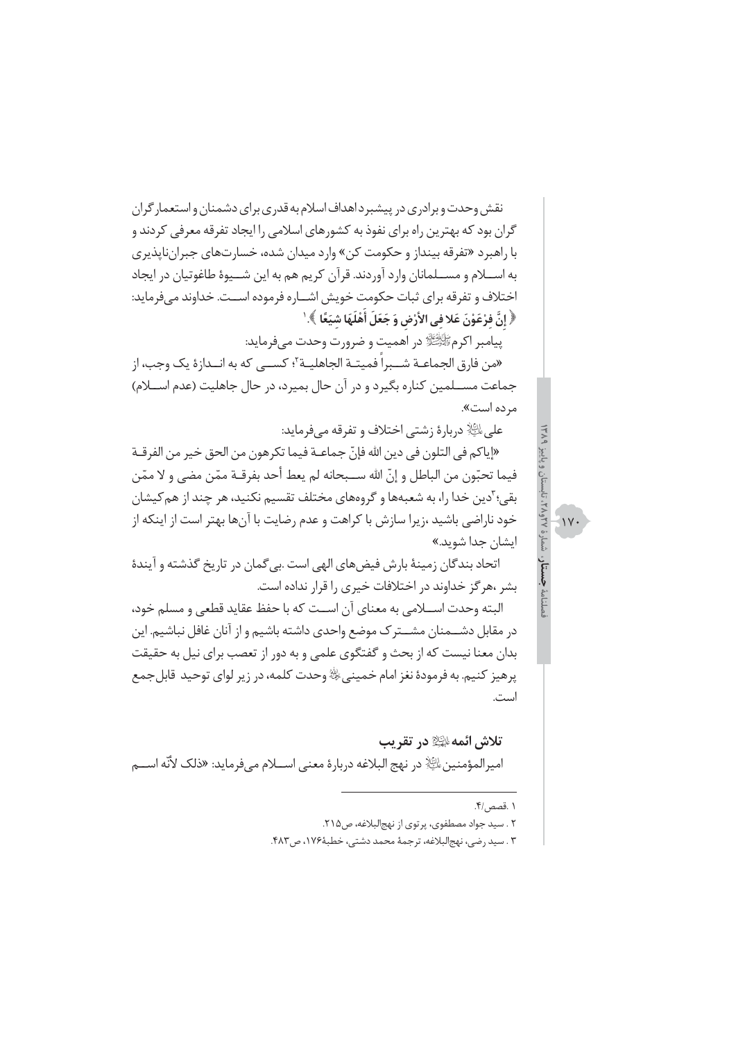نقش وحدت و برادری در پیشبرد اهداف اسلام به قدری برای دشمنان و استعمارگران گران بود که بهترین راه برای نفوذ به کشورهای اسلامی را ایجاد تفرقه معرفی کردند و با راهبرد «تفرقه بینداز و حکومت کن» وارد میدان شده، خسارت‌های جبران‌ناپذیری به اسلام و مسلمانان وارد آوردند. قرآن کریم هم به این شیوهٔ طاغوتیان در ایجاد اختلاف و تفرقه برای ثبات حکومت خویش اشاره فرموده است. خداوند می‌فرماید: ﴿ إِنَّ فِرْعَوْنَ عَلا فِی الأَرْضِ وَ جَعَلَ أَهْلَهَا شِيَعًا ﴾.[1]

پیامبر اکرم ﷺ در اهمیت و ضرورت وحدت می‌فرماید:

«من فارق الجماعة شبراً فمیتة الجاهلیة»[2]؛ کسی که به اندازهٔ یک وجب، از جماعت مسلمین کناره بگیرد و در آن حال بمیرد، در حال جاهلیت (عدم اسلام) مرده است».

علی علیه السلام دربارهٔ زشتی اختلاف و تفرقه می‌فرماید:

«إیاکم فی التلون فی دین الله فإنّ جماعة فیما تکرهون من الحق خیر من الفرقة فیما تحبّون من الباطل و إنّ الله سبحانه لم یعط أحد بفرقة ممّن مضی و لا ممّن بقی»[3]دین خدا را، به شعبه‌ها و گروه‌های مختلف تقسیم نکنید، هر چند از هم‌کیشان خود ناراضی باشید ،زیرا سازش با کراهت و عدم رضایت با آن‌ها بهتر است از اینکه از ایشان جدا شوید.»

اتحاد بندگان زمینهٔ بارش فیض‌های الهی است .بی‌گمان در تاریخ گذشته و آیندهٔ بشر ،هرگز خداوند در اختلافات خیری را قرار نداده است.

البته وحدت اسلامی به معنای آن است که با حفظ عقاید قطعی و مسلم خود، در مقابل دشمنان مشترک موضع واحدی داشته باشیم و از آنان غافل نباشیم. این بدان معنا نیست که از بحث و گفتگوی علمی و به دور از تعصب برای نیل به حقیقت پرهیز کنیم. به فرمودهٔ نغز امام خمینی رحمه الله وحدت کلمه، در زیر لوای توحید قابل‌جمع است.

### تلاش ائمه علیهم السلام در تقریب

امیرالمؤمنین علیه السلام در نهج البلاغه دربارهٔ معنی اسلام می‌فرماید: «ذلک لأنّه اسم

---

۱ .قصص/۴.

۲ . سید جواد مصطفوی، پرتوی از نهج‌البلاغه، ص۲۱۵.

۳ . سید رضی، نهج‌البلاغه، ترجمهٔ محمد دشتی، خطبهٔ۱۷۶، ص۴۸۳.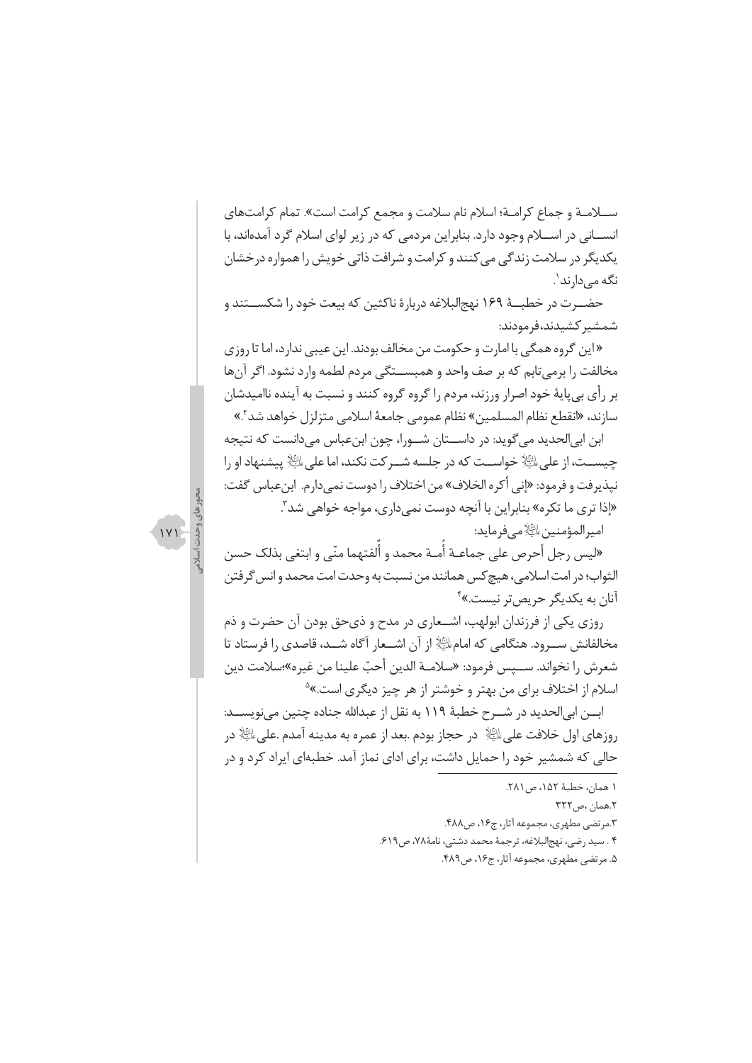سـلامـة و جماع كرامـة؛ اسلام نام سلامت و مجمع کرامت است». تمام کرامت‌های انسـانی در اسـلام وجود دارد. بنابراین مردمی که در زیر لوای اسلام گرد آمده‌اند، با یکدیگر در سلامت زندگی می‌کنند و کرامت و شرافت ذاتی خویش را همواره درخشان نگه می‌دارند[1].

حضـرت در خطبـۀ ۱۶۹ نهج‌البلاغه دربارۀ ناکثین که بیعت خود را شکسـتند و شمشیر کشیدند، فرمودند:

«این گروه همگی با امارت و حکومت من مخالف بودند. این عیبی ندارد، اما تا روزی مخالفت را برمی‌تابم که بر صف واحد و همبسـتگی مردم لطمه وارد نشود. اگر آن‌ها بر رأی بی‌پایۀ خود اصرار ورزند، مردم را گروه گروه کنند و نسبت به آینده ناامیدشان سازند، «انقطع نظام المسلمين» نظام عمومی جامعۀ اسلامی متزلزل خواهد شد[2].»

ابن ابی‌الحدید می‌گوید: در داسـتان شـورا، چون ابن‌عباس می‌دانست که نتیجه چیسـت، از علی علیه‌السلام خواسـت که در جلسه شـرکت نکند، اما علی علیه‌السلام پیشنهاد او را نپذیرفت و فرمود: «إني أكره الخلاف» من اختلاف را دوست نمی‌دارم. ابن‌عباس گفت: «إذا ترى ما تكره» بنابراین با آنچه دوست نمی‌داری، مواجه خواهی شد[3].

امیرالمؤمنین علیه‌السلام می‌فرماید:

«ليس رجل أحرص على جماعـة أُمـة محمد و أُلفتهما منّي و ابتغى بذلک حسن الثواب؛ در امت اسلامی، هیچ‌کس همانند من نسبت به وحدت امت محمد و انس گرفتن آنان به یکدیگر حریص‌تر نیست.»[4]

روزی یکی از فرزندان ابولهب، اشـعاری در مدح و ذی‌حق بودن آن حضرت و ذم مخالفانش سـرود. هنگامی که امام علیه‌السلام از آن اشـعار آگاه شـد، قاصدی را فرستاد تا شعرش را نخواند. سـپس فرمود: «سلامـة الدين أحبّ علينا من غيره»؛ سلامت دین اسلام از اختلاف برای من بهتر و خوشتر از هر چیز دیگری است.»[5]

ابـن ابی‌الحدید در شـرح خطبۀ ۱۱۹ به نقل از عبدالله جناده چنین می‌نویسـد: روزهای اول خلافت علی علیه‌السلام در حجاز بودم. بعد از عمره به مدینه آمدم. علی علیه‌السلام در حالی که شمشیر خود را حمایل داشت، برای ادای نماز آمد. خطبه‌ای ایراد کرد و در

---

۱ همان، خطبۀ ۱۵۲، ص ۲۸۱.

۲. همان، ص ۳۲۲

۳. مرتضی مطهری، مجموعه آثار، ج ۱۶، ص ۴۸۸.

۴. سید رضی، نهج‌البلاغه، ترجمۀ محمد دشتی، نامۀ ۷۸، ص ۶۱۹.

۵. مرتضی مطهری، مجموعه آثار، ج ۱۶، ص ۴۸۹.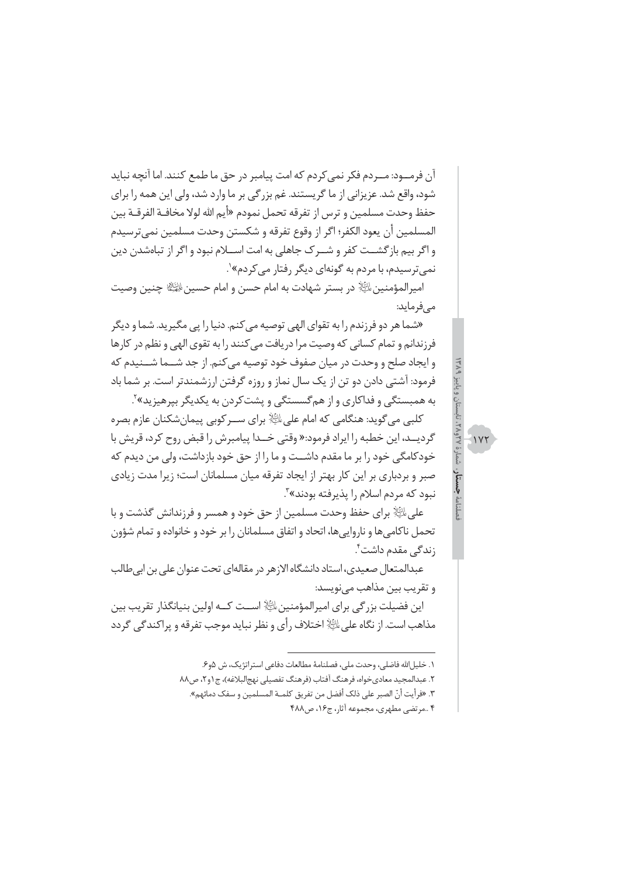آن فرمـــود: مـــردم فکر نمی‌کردم که امت پیامبر در حق ما طمع کنند. اما آنچه نباید شود، واقع شد. عزیزانی از ما گریستند. غم بزرگی بر ما وارد شد، ولی این همه را برای حفظ وحدت مسلمین و ترس از تفرقه تحمل نمودم «أیم الله لولا مخافـة الفرقـة بین المسلمین أن یعود الکفر؛ اگر از وقوع تفرقه و شکستن وحدت مسلمین نمی‌ترسیدم و اگر بیم بازگشـــت کفر و شـــرک جاهلی به امت اســـلام نبود و اگر از تباه‌شدن دین نمی‌ترسیدم، با مردم به گونه‌ای دیگر رفتار می‌کردم»[1].

امیرالمؤمنین علیه السلام در بستر شهادت به امام حسن و امام حسین علیهما السلام چنین وصیت می‌فرماید:

«شما هر دو فرزندم را به تقوای الهی توصیه می‌کنم. دنیا را پی مگیرید. شما و دیگر فرزندانم و تمام کسانی که وصیت مرا دریافت می‌کنند را به تقوی الهی و نظم در کارها و ایجاد صلح و وحدت در میان صفوف خود توصیه می‌کنم. از جد شـــما شـــنیدم که فرمود: آشتی دادن دو تن از یک سال نماز و روزه گرفتن ارزشمندتر است. بر شما باد به همبستگی و فداکاری و از هم‌گسستگی و پشت‌کردن به یکدیگر بپرهیزید»[2].

کلبی می‌گوید: هنگامی که امام علی علیه السلام برای ســـرکوبی پیمان‌شکنان عازم بصره گردیـــد، این خطبه را ایراد فرمود: «وقتی خـــدا پیامبرش را قبض روح کرد، قریش با خودکامگی خود را بر ما مقدم داشـــت و ما را از حق خود بازداشت، ولی من دیدم که صبر و بردباری بر این کار بهتر از ایجاد تفرقه میان مسلمانان است؛ زیرا مدت زیادی نبود که مردم اسلام را پذیرفته بودند»[3].

علی علیه السلام برای حفظ وحدت مسلمین از حق خود و همسر و فرزندانش گذشت و با تحمل ناکامی‌ها و ناروایی‌ها، اتحاد و اتفاق مسلمانان را بر خود و خانواده و تمام شؤون زندگی مقدم داشت[4].

عبدالمتعال صعیدی، استاد دانشگاه الازهر در مقاله‌ای تحت عنوان علی بن ابی‌طالب و تقریب بین مذاهب می‌نویسد:

این فضیلت بزرگی برای امیرالمؤمنین علیه السلام اســـت کـــه اولین بنیانگذار تقریب بین مذاهب است. از نگاه علی علیه السلام اختلاف رأی و نظر نباید موجب تفرقه و پراکندگی گردد

---

۱. خلیل‌الله فاضلی، وحدت ملی، فصلنامهٔ مطالعات دفاعی استراتژیک، ش ۵و۶.

۲. عبدالمجید معادی‌خواه، فرهنگ آفتاب (فرهنگ تفصیلی نهج‌البلاغه)، ج۱و۲، ص۸۸

۳. «فرأیت أنّ الصبر علی ذلک أفضل من تفریق کلمـة المسلمین و سفک دمائهم».

۴ ..مرتضی مطهری، مجموعه آثار، ج۱۶، ص۴۸۸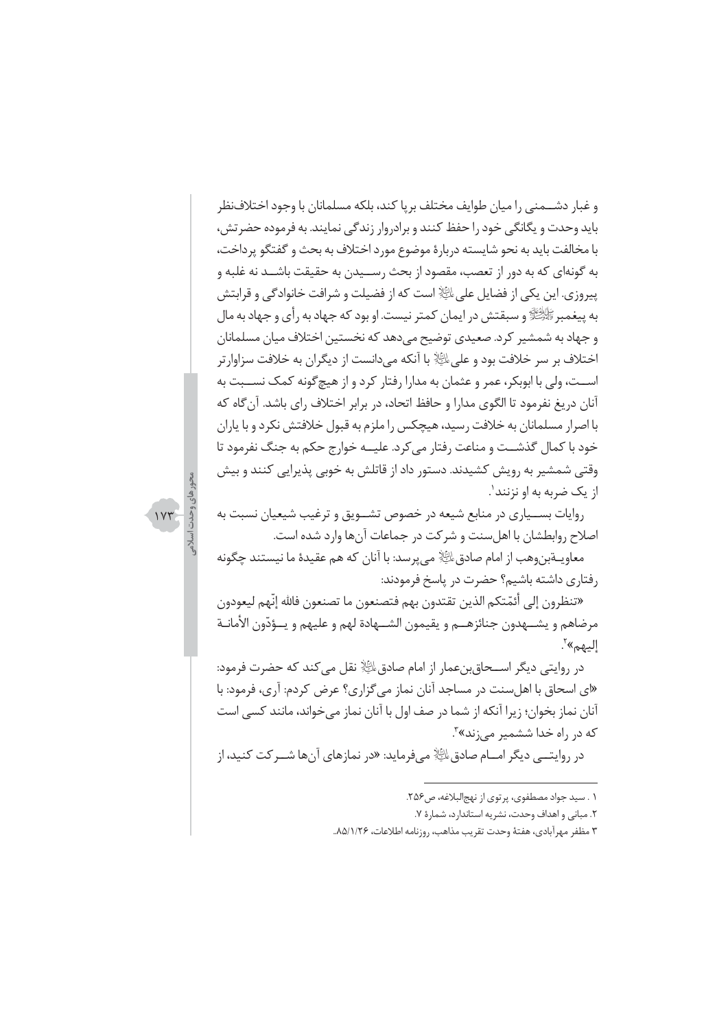و غبار دشـــمنی را میان طوایف مختلف برپا کند، بلکه مسلمانان با وجود اختلاف‌نظر باید وحدت و یگانگی خود را حفظ کنند و برادروار زندگی نمایند. به فرموده حضرتش، با مخالفت باید به نحو شایسته دربارهٔ موضوع مورد اختلاف به بحث و گفتگو پرداخت، به گونه‌ای که به دور از تعصب، مقصود از بحث رســیدن به حقیقت باشــد نه غلبه و پیروزی. این یکی از فضایل علی(ع) است که از فضیلت و شرافت خانوادگی و قرابتش به پیغمبر(ص) و سبقتش در ایمان کمتر نیست. او بود که جهاد به رأی و جهاد به مال و جهاد به شمشیر کرد. صعیدی توضیح می‌دهد که نخستین اختلاف میان مسلمانان اختلاف بر سر خلافت بود و علی(ع) با آنکه می‌دانست از دیگران به خلافت سزاوارتر اســت، ولی با ابوبکر، عمر و عثمان به مدارا رفتار کرد و از هیچ‌گونه کمک نســبت به آنان دریغ نفرمود تا الگوی مدارا و حافظ اتحاد، در برابر اختلاف رای باشد. آن‌گاه که با اصرار مسلمانان به خلافت رسید، هیچکس را ملزم به قبول خلافتش نکرد و با یاران خود با کمال گذشــت و مناعت رفتار می‌کرد. علیــه خوارج حکم به جنگ نفرمود تا وقتی شمشیر به رویش کشیدند. دستور داد از قاتلش به خوبی پذیرایی کنند و بیش از یک ضربه به او نزنند[1].

روایات بســیاری در منابع شیعه در خصوص تشــویق و ترغیب شیعیان نسبت به اصلاح روابطشان با اهل‌سنت و شرکت در جماعات آن‌ها وارد شده است.

معاویــة‌بن‌وهب از امام صادق(ع) می‌پرسد: با آنان که هم عقیدهٔ ما نیستند چگونه رفتاری داشته باشیم؟ حضرت در پاسخ فرمودند:

«تنظرون إلی أئمّتكم الذين تقتدون بهم فتصنعون ما تصنعون فالله إنّهم ليعودون مرضاهم و يشــهدون جنائزهــم و يقيمون الشــهادة لهم و عليهم و يــؤدّون الأمانــة إليهم»[2].

در روایتی دیگر اســحاق‌بن‌عمار از امام صادق(ع) نقل می‌کند که حضرت فرمود: «ای اسحاق با اهل‌سنت در مساجد آنان نماز می‌گزاری؟ عرض کردم: آری، فرمود: با آنان نماز بخوان؛ زیرا آنکه از شما در صف اول با آنان نماز می‌خواند، مانند کسی است که در راه خدا ششمیر می‌زند»[3].

در روایتــی دیگر امــام صادق(ع) می‌فرماید: «در نمازهای آن‌ها شــرکت کنید، از

---

۱ . سید جواد مصطفوی، پرتوی از نهج‌البلاغه، ص۲۵۶.

۲. مبانی و اهداف وحدت، نشریه استاندارد، شمارهٔ ۷.

۳ مظفر مهرآبادی، هفتهٔ وحدت تقریب مذاهب، روزنامه اطلاعات، ۸۵/۱/۲۶.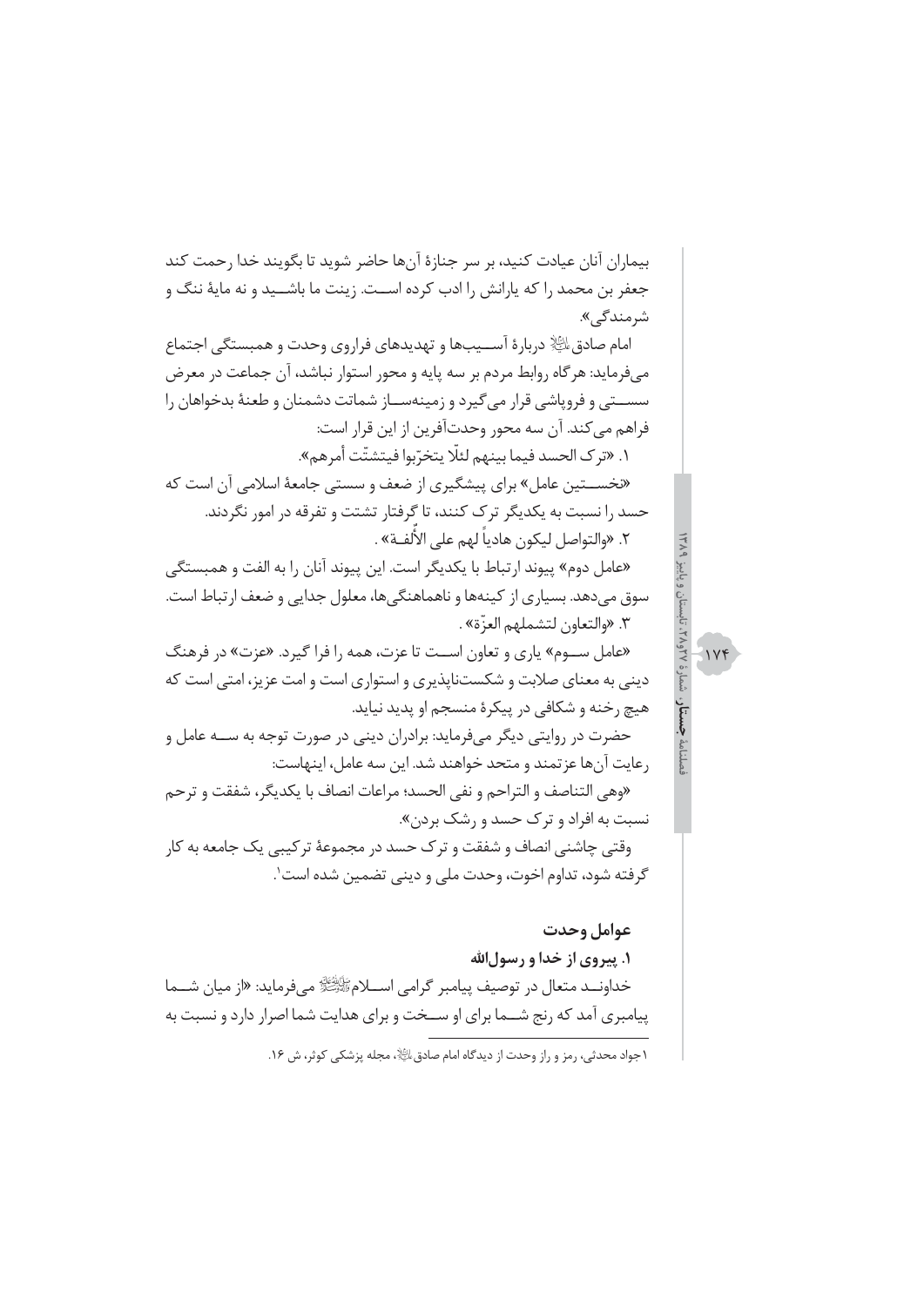بیماران آنان عیادت کنید، بر سر جنازهٔ آن‌ها حاضر شوید تا بگویند خدا رحمت کند جعفر بن محمد را که یارانش را ادب کرده است. زینت ما باشید و نه مایهٔ ننگ و شرمندگی».

امام صادق علیه السلام دربارهٔ آسیب‌ها و تهدیدهای فراروی وحدت و همبستگی اجتماع می‌فرماید: هرگاه روابط مردم بر سه پایه و محور استوار نباشد، آن جماعت در معرض سستی و فروپاشی قرار می‌گیرد و زمینه‌ساز شماتت دشمنان و طعنهٔ بدخواهان را فراهم می‌کند. آن سه محور وحدت‌آفرین از این قرار است:

۱. «ترک الحسد فیما بینهم لئلّا یتخرّبوا فیتشتّت أمرهم».

«نخستین عامل» برای پیشگیری از ضعف و سستی جامعهٔ اسلامی آن است که حسد را نسبت به یکدیگر ترک کنند، تا گرفتار تشتت و تفرقه در امور نگردند.

۲. «والتواصل لیکون هادیاً لهم علی الأُلفـة».

«عامل دوم» پیوند ارتباط با یکدیگر است. این پیوند آنان را به الفت و همبستگی سوق می‌دهد. بسیاری از کینه‌ها و ناهماهنگی‌ها، معلول جدایی و ضعف ارتباط است.

۳. «والتعاون لتشملهم العزّة».

«عامل سوم» یاری و تعاون است تا عزت، همه را فرا گیرد. «عزت» در فرهنگ دینی به معنای صلابت و شکست‌ناپذیری و استواری است و امت عزیز، امتی است که هیچ رخنه و شکافی در پیکرهٔ منسجم او پدید نیاید.

حضرت در روایتی دیگر می‌فرماید: برادران دینی در صورت توجه به سه عامل و رعایت آن‌ها عزتمند و متحد خواهند شد. این سه عامل، اینهاست:

«وهي التناصف و التراحم و نفي الحسد؛ مراعات انصاف با یکدیگر، شفقت و ترحم نسبت به افراد و ترک حسد و رشک بردن».

وقتی چاشنی انصاف و شفقت و ترک حسد در مجموعهٔ ترکیبی یک جامعه به کار گرفته شود، تداوم اخوت، وحدت ملی و دینی تضمین شده است[۱].

## عوامل وحدت

### ۱. پیروی از خدا و رسول‌الله

خداوند متعال در توصیف پیامبر گرامی اسلام صلی الله علیه و آله می‌فرماید: «از میان شما پیامبری آمد که رنج شما برای او سخت و برای هدایت شما اصرار دارد و نسبت به

---

[۱] جواد محدثی، رمز و راز وحدت از دیدگاه امام صادق علیه السلام، مجله پزشکی کوثر، ش ۱۶.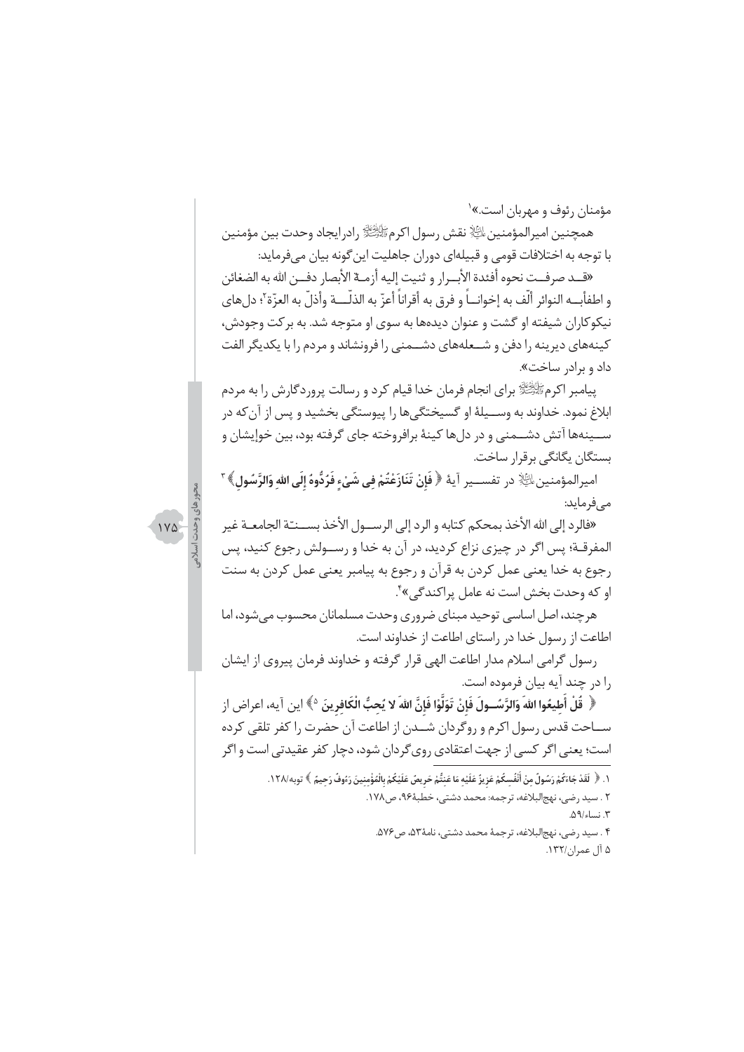مؤمنان رئوف و مهربان است.»[1]

همچنین امیرالمؤمنین علیه السلام نقش رسول اکرم صلی الله علیه و آله رادرایجاد وحدت بین مؤمنین با توجه به اختلافات قومی و قبیله‌ای دوران جاهلیت این‌گونه بیان می‌فرماید:

«قد صرفت نحوه أفئدة الأبرار و ثنیت إلیه أزمة الأبصار دفن الله به الضغائن و اطفأبه النوائر ألّف به إخواناً و فرق به أقراناً أعزّ به الذلّة وأذلّ به العزّة[2]؛ دل‌های نیکوکاران شیفته او گشت و عنوان دیده‌ها به سوی او متوجه شد. به برکت وجودش، کینه‌های دیرینه را دفن و شعله‌های دشمنی را فرونشاند و مردم را با یکدیگر الفت داد و برادر ساخت».

پیامبر اکرم صلی الله علیه و آله برای انجام فرمان خدا قیام کرد و رسالت پروردگارش را به مردم ابلاغ نمود. خداوند به وسیلهٔ او گسیختگی‌ها را پیوستگی بخشید و پس از آن‌که در سینه‌ها آتش دشمنی و در دل‌ها کینهٔ برافروخته جای گرفته بود، بین خویشان و بستگان یگانگی برقرار ساخت.

امیرالمؤمنین علیه السلام در تفسیر آیهٔ ﴿ **فَإِنْ تَنَازَعْتُمْ فِی شَیْءٍ فَرُدُّوهُ إِلَی اللهِ وَالرَّسُولِ** ﴾ [3] می‌فرماید:

«فالرد إلی الله الأخذ بمحکم کتابه و الرد إلی الرسول الأخذ بسنتة الجامعة غیر المفرقة؛ پس اگر در چیزی نزاع کردید، در آن به خدا و رسولش رجوع کنید، پس رجوع به خدا یعنی عمل کردن به قرآن و رجوع به پیامبر یعنی عمل کردن به سنت او که وحدت بخش است نه عامل پراکندگی»[4].

هرچند، اصل اساسی توحید مبنای ضروری وحدت مسلمانان محسوب می‌شود، اما اطاعت از رسول خدا در راستای اطاعت از خداوند است.

رسول گرامی اسلام مدار اطاعت الهی قرار گرفته و خداوند فرمان پیروی از ایشان را در چند آیه بیان فرموده است.

﴿ **قُلْ أَطِيعُوا اللهَ وَالرَّسُولَ فَإِنْ تَوَلَّوْا فَإِنَّ اللهَ لا يُحِبُّ الْكَافِرِينَ** [5]﴾ این آیه، اعراض از ساحت قدس رسول اکرم و روگردان شدن از اطاعت آن حضرت را کفر تلقی کرده است؛ یعنی اگر کسی از جهت اعتقادی روی‌گردان شود، دچار کفر عقیدتی است و اگر

---

۱. ﴿ لَقَدْ جَاءَكُمْ رَسُولٌ مِنْ أَنْفُسِكُمْ عَزِيزٌ عَلَيْهِ مَا عَنِتُّمْ حَرِيصٌ عَلَيْكُمْ بِالْمُؤْمِنِينَ رَءُوفٌ رَحِيمٌ ﴾ توبه/۱۲۸.

۲. سید رضی، نهج‌البلاغه، ترجمه: محمد دشتی، خطبهٔ۹۶، ص۱۷۸.

۳. نساء/۵۹.

۴. سید رضی، نهج‌البلاغه، ترجمهٔ محمد دشتی، نامهٔ۵۳، ص۵۷۶.

۵ آل عمران/۱۳۲.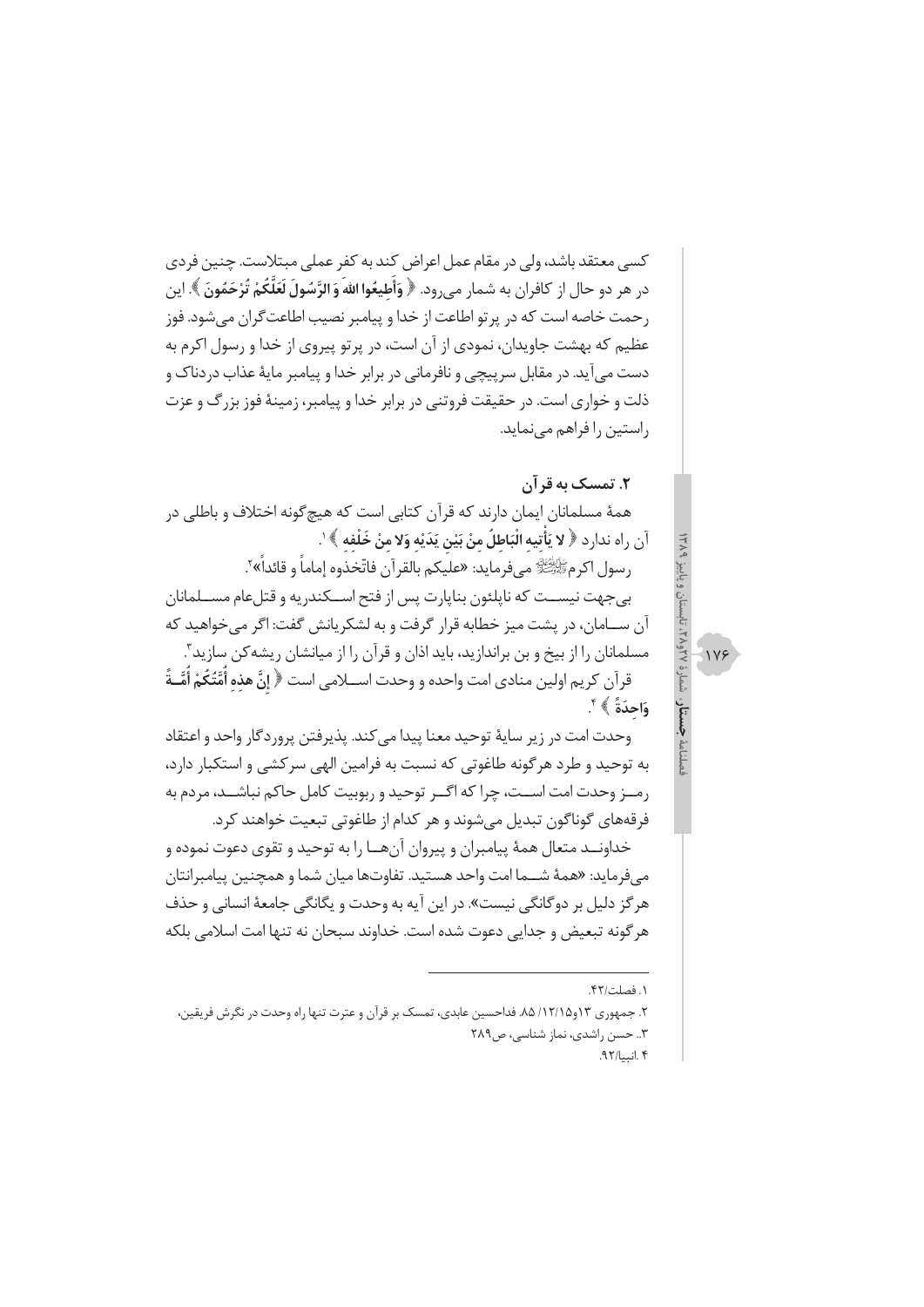کسی معتقد باشد، ولی در مقام عمل اعراض کند به کفر عملی مبتلاست. چنین فردی در هر دو حال از کافران به شمار می‌رود. ﴿ **وَأَطِيعُوا اللهَ وَ الرَّسُولَ لَعَلَّكُمْ تُرْحَمُونَ** ﴾. این رحمت خاصه است که در پرتو اطاعت از خدا و پیامبر نصیب اطاعت‌گران می‌شود. فوز عظیم که بهشت جاویدان، نمودی از آن است، در پرتو پیروی از خدا و رسول اکرم به دست می‌آید. در مقابل سرپیچی و نافرمانی در برابر خدا و پیامبر مایهٔ عذاب دردناک و ذلت و خواری است. در حقیقت فروتنی در برابر خدا و پیامبر، زمینهٔ فوز بزرگ و عزت راستین را فراهم می‌نماید.

### ۲. تمسک به قرآن

همهٔ مسلمانان ایمان دارند که قرآن کتابی است که هیچ‌گونه اختلاف و باطلی در آن راه ندارد ﴿ **لا يَأْتِيهِ الْبَاطِلُ مِنْ بَيْنِ يَدَيْهِ وَلا مِنْ خَلْفِهِ** ﴾ [۱].

رسول اکرم ﷺ می‌فرماید: «علیکم بالقرآن فاتّخذوه إماماً و قائداً» [۲].

بی‌جهت نیست که ناپلئون بناپارت پس از فتح اسکندریه و قتل‌عام مسلمانان آن سامان، در پشت میز خطابه قرار گرفت و به لشکریانش گفت: اگر می‌خواهید که مسلمانان را از بیخ و بن براندازید، باید اذان و قرآن را از میانشان ریشه‌کن سازید [۳].

قرآن کریم اولین منادی امت واحده و وحدت اسلامی است ﴿ **إِنَّ هذِهِ أُمَّتُكُمْ أُمَّةً وَاحِدَةً** ﴾ [۴].

وحدت امت در زیر سایهٔ توحید معنا پیدا می‌کند. پذیرفتن پروردگار واحد و اعتقاد به توحید و طرد هرگونه طاغوتی که نسبت به فرامین الهی سرکشی و استکبار دارد، رمز وحدت امت است، چرا که اگر توحید و ربوبیت کامل حاکم نباشد، مردم به فرقه‌های گوناگون تبدیل می‌شوند و هر کدام از طاغوتی تبعیت خواهند کرد.

خداوند متعال همهٔ پیامبران و پیروان آن‌ها را به توحید و تقوی دعوت نموده و می‌فرماید: «همهٔ شما امت واحد هستید. تفاوت‌ها میان شما و همچنین پیامبرانتان هرگز دلیل بر دوگانگی نیست». در این آیه به وحدت و یگانگی جامعهٔ انسانی و حذف هرگونه تبعیض و جدایی دعوت شده است. خداوند سبحان نه تنها امت اسلامی بلکه

---

۱. فصلت/۴۲.

۲. جمهوری ۱۳و۱۲/۱۵/ ۸۵. فداحسین عابدی، تمسک بر قرآن و عترت تنها راه وحدت در نگرش فریقین،

۳.. حسن راشدی، نماز شناسی، ص۲۸۹

۴ .انبیا/۹۲.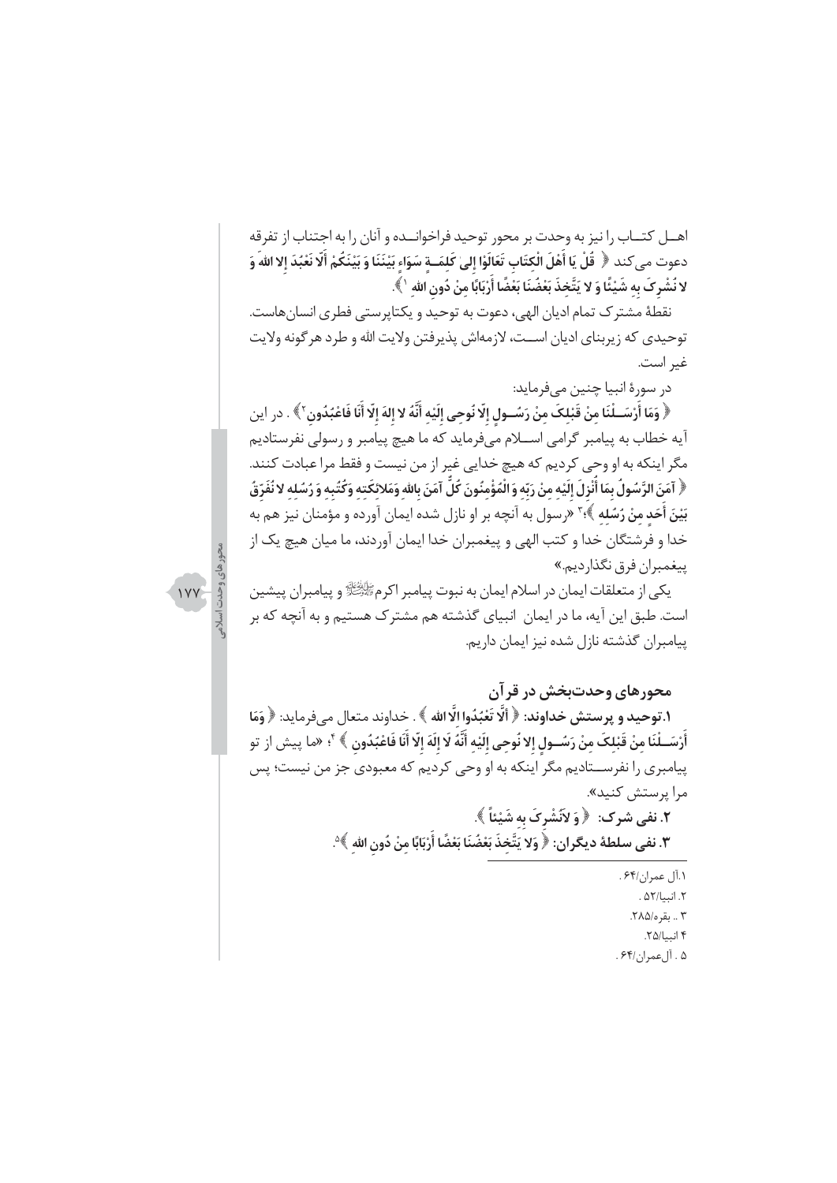اهــل کتــاب را نیز به وحدت بر محور توحید فراخوانــده و آنان را به اجتناب از تفرقه دعوت می‌کند ﴿ قُلْ يَا أَهْلَ الْكِتَابِ تَعَالَوْا إِلَىٰ كَلِمَــةٍ سَوَاءٍ بَيْنَنَا وَ بَيْنَكُمْ أَلَّا نَعْبُدَ إِلا اللهَ وَ لا نُشْرِكَ بِهِ شَيْئًا وَ لا يَتَّخِذَ بَعْضُنَا بَعْضًا أَرْبَابًا مِنْ دُونِ اللهِ [1] ﴾.

نقطهٔ مشترک تمام ادیان الهی، دعوت به توحید و یکتاپرستی فطری انسان‌هاست. توحیدی که زیربنای ادیان اســت، لازمه‌اش پذیرفتن ولایت الله و طرد هرگونه ولایت غیر است.

در سورهٔ انبیا چنین می‌فرماید:

﴿ وَمَا أَرْسَــلْنَا مِنْ قَبْلِكَ مِنْ رَسُــولٍ إِلّا نُوحِي إِلَيْهِ أَنَّهُ لا إِلهَ إِلّا أَنَا فَاعْبُدُونِ [2] ﴾. در این آیه خطاب به پیامبر گرامی اســلام می‌فرماید که ما هیچ پیامبر و رسولی نفرستادیم مگر اینکه به او وحی کردیم که هیچ خدایی غیر از من نیست و فقط مرا عبادت کنند. ﴿ آمَنَ الرَّسُولُ بِمَا أُنْزِلَ إِلَيْهِ مِنْ رَبِّهِ وَ الْمُؤْمِنُونَ كُلٌّ آمَنَ بِاللهِ وَمَلائِكَتِهِ وَكُتُبِهِ وَ رُسُلِهِ لا نُفَرِّقُ بَيْنَ أَحَدٍ مِنْ رُسُلِهِ ﴾؛[3] «رسول به آنچه بر او نازل شده ایمان آورده و مؤمنان نیز هم به خدا و فرشتگان خدا و کتب الهی و پیغمبران خدا ایمان آوردند، ما میان هیچ یک از پیغمبران فرق نگذاردیم.»

یکی از متعلقات ایمان در اسلام ایمان به نبوت پیامبر اکرم ﷺ و پیامبران پیشین است. طبق این آیه، ما در ایمان انبیای گذشته هم مشترک هستیم و به آنچه که بر پیامبران گذشته نازل شده نیز ایمان داریم.

## محورهای وحدت‌بخش در قرآن

**۱.توحید و پرستش خداوند:** ﴿ أَلَّا تَعْبُدُوا الّا الله ﴾. خداوند متعال می‌فرماید: ﴿ وَمَا أَرْسَــلْنَا مِنْ قَبْلِكَ مِنْ رَسُــولٍ إِلا نُوحِي إِلَيْهِ أَنَّهُ لَا إِلَهَ إِلّا أَنَا فَاعْبُدُونِ ﴾ [4]؛ «ما پیش از تو پیامبری را نفرســتادیم مگر اینکه به او وحی کردیم که معبودی جز من نیست؛ پس مرا پرستش کنید».

**۲. نفی شرک:** ﴿ وَ لاَنُشْرِكَ بِهِ شَيْئاً ﴾.

**۳. نفی سلطهٔ دیگران:** ﴿ وَلا يَتَّخِذَ بَعْضُنَا بَعْضًا أَرْبَابًا مِنْ دُونِ اللهِ ﴾[5].

---

۱.آل عمران/۶۴.
۲. انبیا/۵۲.
۳ .. بقره/۲۸۵.
۴ انبیا/۲۵.
۵ . آل‌عمران/۶۴.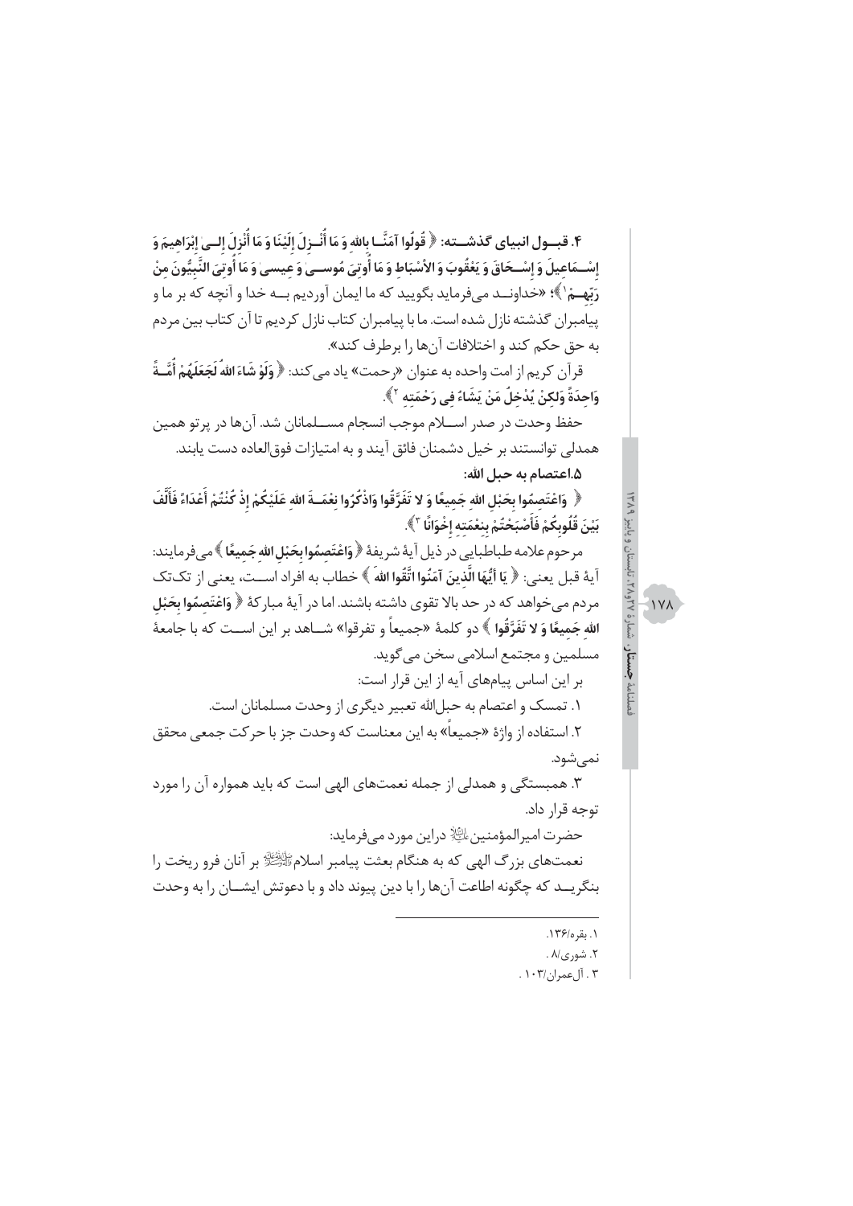**۴. قبـول انبیای گذشـته:** ﴿ قُولُوا آمَنَّـا بِاللهِ وَ مَا أُنْـزِلَ إِلَيْنَا وَ مَا أُنْزِلَ إِلـى إِبْرَاهِيمَ وَ إِسْـمَاعِيلَ وَ إِسْـحَاقَ وَ يَعْقُوبَ وَ الأَسْبَاطِ وَ مَا أُوتِيَ مُوسَـى وَ عِيسى وَ مَا أُوتِيَ النَّبِيُّونَ مِنْ رَبِّهِـمْ [۱] ﴾؛ «خداونـد می‌فرماید بگویید که ما ایمان آوردیم بـه خدا و آنچه که بر ما و پیامبران گذشته نازل شده است. ما با پیامبران کتاب نازل کردیم تا آن کتاب بین مردم به حق حکم کند و اختلافات آن‌ها را برطرف کند».

قرآن کریم از امت واحده به عنوان «رحمت» یاد می‌کند: ﴿ وَلَوْ شَاءَ اللهُ لَجَعَلَهُمْ أُمَّـةً وَاحِدَةً وَلكِنْ يُدْخِلُ مَنْ يَشَاءُ فِي رَحْمَتِهِ [۲] ﴾.

حفظ وحدت در صدر اسـلام موجب انسجام مسـلمانان شد. آن‌ها در پرتو همین همدلی توانستند بر خیل دشمنان فائق آیند و به امتیازات فوق‌العاده دست یابند.

**۵. اعتصام به حبل الله:**

﴿ وَاعْتَصِمُوا بِحَبْلِ اللهِ جَمِيعًا وَ لا تَفَرَّقُوا وَاذْكُرُوا نِعْمَـةَ اللهِ عَلَيْكُمْ إِذْ كُنْتُمْ أَعْدَاءً فَأَلَّفَ بَيْنَ قُلُوبِكُمْ فَأَصْبَحْتُمْ بِنِعْمَتِهِ إِخْوَانًا [۳] ﴾.

مرحوم علامه طباطبایی در ذیل آیهٔ شریفهٔ ﴿ وَاعْتَصِمُوا بِحَبْلِ اللهِ جَمِيعًا ﴾ می‌فرمایند: آیهٔ قبل یعنی: ﴿ يَا أَيُّهَا الَّذِينَ آمَنُوا اتَّقُوا اللهَ ﴾ خطاب به افراد اسـت، یعنی از تک‌تک مردم می‌خواهد که در حد بالا تقوی داشته باشند. اما در آیهٔ مبارکهٔ ﴿ وَاعْتَصِمُوا بِحَبْلِ اللهِ جَمِيعًا وَ لا تَفَرَّقُوا ﴾ دو کلمهٔ «جمیعاً و تفرقوا» شـاهد بر این اسـت که با جامعهٔ مسلمین و مجتمع اسلامی سخن می‌گوید.

بر این اساس پیام‌های آیه از این قرار است:

۱. تمسک و اعتصام به حبل‌الله تعبیر دیگری از وحدت مسلمانان است.

۲. استفاده از واژهٔ «جمیعاً» به این معناست که وحدت جز با حرکت جمعی محقق نمی‌شود.

۳. همبستگی و همدلی از جمله نعمت‌های الهی است که باید همواره آن را مورد توجه قرار داد.

حضرت امیرالمؤمنین علیه‌السلام دراین مورد می‌فرماید:

نعمت‌های بزرگ الهی که به هنگام بعثت پیامبر اسلام صلی‌الله‌علیه‌وآله بر آنان فرو ریخت را بنگریـد که چگونه اطاعت آن‌ها را با دین پیوند داد و با دعوتش ایشـان را به وحدت

---

۱. بقره/۱۳۶.

۲. شوری/۸.

۳. آل‌عمران/۱۰۳.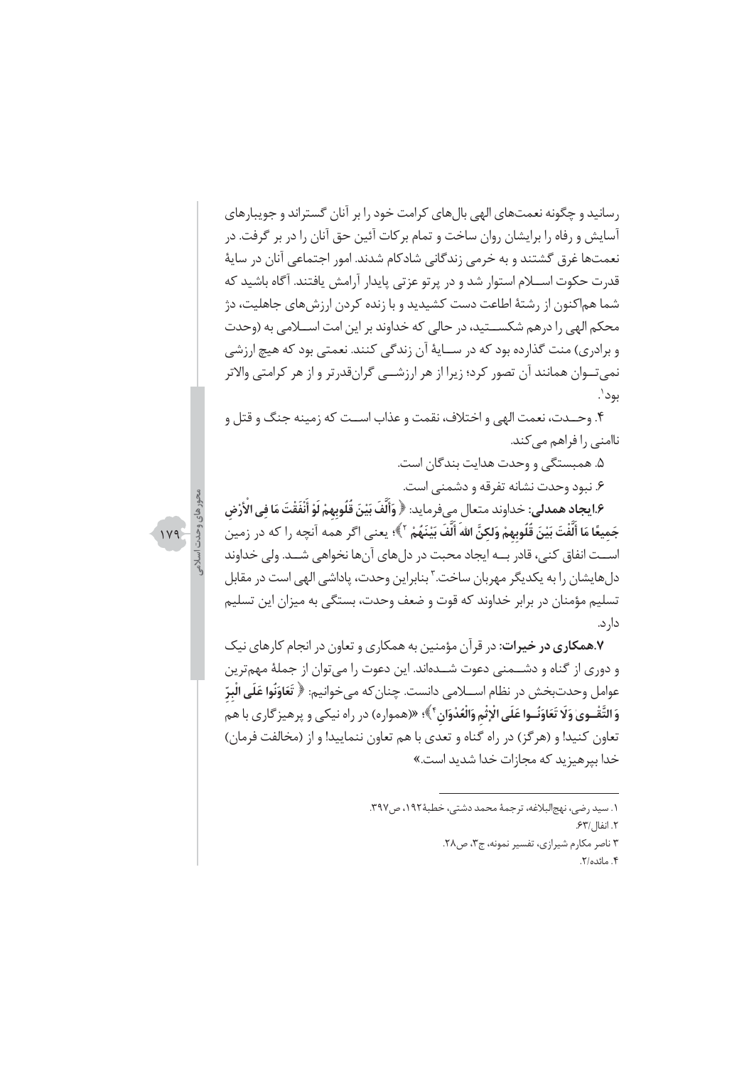رسانید و چگونه نعمت‌های الهی بال‌های کرامت خود را بر آنان گستراند و جویبارهای آسایش و رفاه را برایشان روان ساخت و تمام برکات آئین حق آنان را در بر گرفت. در نعمت‌ها غرق گشتند و به خرمی زندگانی شادکام شدند. امور اجتماعی آنان در سایهٔ قدرت حکوت اسلام استوار شد و در پرتو عزتی پایدار آرامش یافتند. آگاه باشید که شما هم‌اکنون از رشتهٔ اطاعت دست کشیدید و با زنده کردن ارزش‌های جاهلیت، دژ محکم الهی را درهم شکستید، در حالی که خداوند بر این امت اسلامی به (وحدت و برادری) منت گذارده بود که در سایهٔ آن زندگی کنند. نعمتی بود که هیچ ارزشی نمی‌توان همانند آن تصور کرد؛ زیرا از هر ارزشی گران‌قدرتر و از هر کرامتی والاتر بود[1].

۴. وحدت، نعمت الهی و اختلاف، نقمت و عذاب است که زمینه جنگ و قتل و ناامنی را فراهم می‌کند.

۵. همبستگی و وحدت هدایت بندگان است.

۶. نبود وحدت نشانه تفرقه و دشمنی است.

**۶.ایجاد همدلی:** خداوند متعال می‌فرماید: ﴿ وَأَلَّفَ بَيْنَ قُلُوبِهِمْ لَوْ أَنْفَقْتَ مَا فِي الْأَرْضِ جَمِيعًا مَا أَلَّفْتَ بَيْنَ قُلُوبِهِمْ وَلَكِنَّ اللهَ أَلَّفَ بَيْنَهُمْ [2] ﴾؛ یعنی اگر همه آنچه را که در زمین است انفاق کنی، قادر به ایجاد محبت در دل‌های آن‌ها نخواهی شد. ولی خداوند دل‌هایشان را به یکدیگر مهربان ساخت.[3] بنابراین وحدت، پاداشی الهی است در مقابل تسلیم مؤمنان در برابر خداوند که قوت و ضعف وحدت، بستگی به میزان این تسلیم دارد.

**۷.همکاری در خیرات:** در قرآن مؤمنین به همکاری و تعاون در انجام کارهای نیک و دوری از گناه و دشمنی دعوت شده‌اند. این دعوت را می‌توان از جملهٔ مهم‌ترین عوامل وحدت‌بخش در نظام اسلامی دانست. چنان‌که می‌خوانیم: ﴿ تَعَاوَنُوا عَلَى الْبِرِّ وَالتَّقْوى وَلَا تَعَاوَنُوا عَلَى الْإِثْمِ وَالْعُدْوَانِ [4] ﴾؛ «(همواره) در راه نیکی و پرهیزگاری با هم تعاون کنید! و (هرگز) در راه گناه و تعدی با هم تعاون ننمایید! و از (مخالفت فرمان) خدا بپرهیزید که مجازات خدا شدید است.»

---

۱. سید رضی، نهج‌البلاغه، ترجمهٔ محمد دشتی، خطبهٔ ۱۹۲، ص۳۹۷.

۲. انفال/۶۳.

۳ ناصر مکارم شیرازی، تفسیر نمونه، ج۳، ص۲۸.

۴. مائده/۲.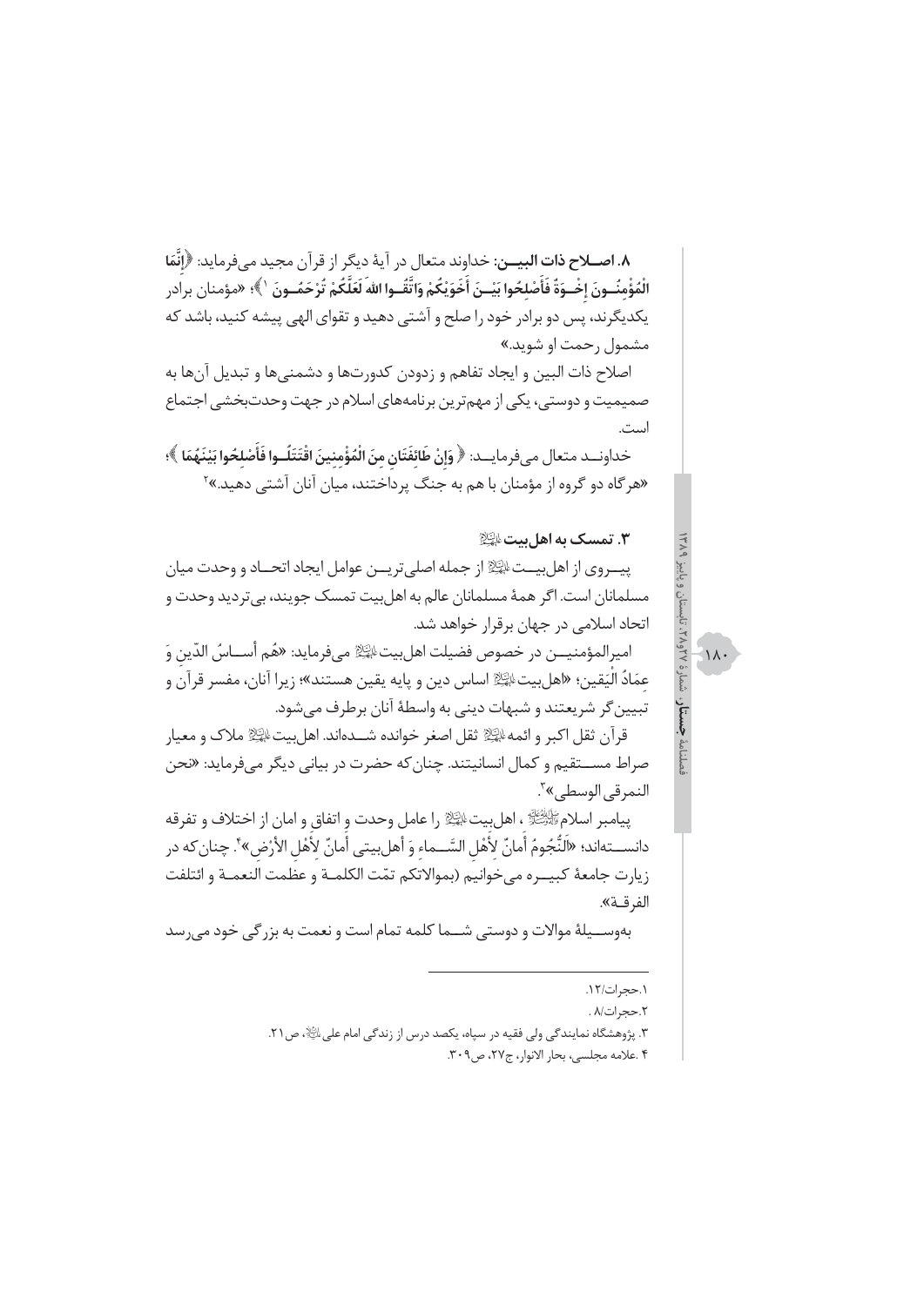**۸. اصــلاح ذات البیــن:** خداوند متعال در آیهٔ دیگر از قرآن مجید می‌فرماید: ﴿إِنَّمَا الْمُؤْمِنُــونَ إِخْــوَةٌ فَأَصْلِحُوا بَیْــنَ أَخَوَیْکُمْ وَاتَّقُــوا اللهَ لَعَلَّکُمْ تُرْحَمُــونَ [۱]﴾؛ «مؤمنان برادر یکدیگرند، پس دو برادر خود را صلح و آشتی دهید و تقوای الهی پیشه کنید، باشد که مشمول رحمت او شوید.»

اصلاح ذات البین و ایجاد تفاهم و زدودن کدورت‌ها و دشمنی‌ها و تبدیل آن‌ها به صمیمیت و دوستی، یکی از مهم‌ترین برنامه‌های اسلام در جهت وحدت‌بخشی اجتماع است.

خداونــد متعال می‌فرمایــد: ﴿ وَإِنْ طَائِفَتَانِ مِنَ الْمُؤْمِنِینَ اقْتَتَلُــوا فَأَصْلِحُوا بَیْنَهُمَا ﴾؛ «هرگاه دو گروه از مؤمنان با هم به جنگ پرداختند، میان آنان آشتی دهید.»[۲]

### ۳. تمسک به اهل‌بیت علیهم‌السلام

پیــروی از اهل‌بیــت علیهم‌السلام از جمله اصلی‌تریــن عوامل ایجاد اتحــاد و وحدت میان مسلمانان است. اگر همهٔ مسلمانان عالم به اهل‌بیت تمسک جویند، بی‌تردید وحدت و اتحاد اسلامی در جهان برقرار خواهد شد.

امیرالمؤمنیــن در خصوص فضیلت اهل‌بیت علیهم‌السلام می‌فرماید: «هُم أَســاسُ الدّینِ وَ عِمَادُ الْیَقین»؛ «اهل‌بیت علیهم‌السلام اساس دین و پایه یقین هستند»؛ زیرا آنان، مفسر قرآن و تبیین‌گر شریعتند و شبهات دینی به واسطهٔ آنان برطرف می‌شود.

قرآن ثقل اکبر و ائمه علیهم‌السلام ثقل اصغر خوانده شــده‌اند. اهل‌بیت علیهم‌السلام ملاک و معیار صراط مســتقیم و کمال انسانیتند. چنان‌که حضرت در بیانی دیگر می‌فرماید: «نحن النمرقی الوسطی»[۳].

پیامبر اسلام صلی‌الله‌علیه‌وآله، اهل‌بیت علیهم‌السلام را عامل وحدت و اتفاق و امان از اختلاف و تفرقه دانســته‌اند؛ «اَلنُّجُومُ أَمانٌ لِأَهْلِ السَّــماءِ وَ أَهلبیتی أَمانٌ لِأَهْلِ الأَرْض»[۴]. چنان‌که در زیارت جامعهٔ کبیــره می‌خوانیم (بموالاتکم تمّت الکلمــة و عظمت النعمــة و ائتلفت الفرقــة».

به‌وســیلهٔ موالات و دوستی شــما کلمه تمام است و نعمت به بزرگی خود می‌رسد

---

۱. حجرات/۱۲.

۲. حجرات/۸ .

۳. پژوهشگاه نمایندگی ولی فقیه در سپاه، یکصد درس از زندگی امام علی علیه‌السلام، ص۲۱.

۴ .علامه مجلسی، بحار الانوار، ج۲۷، ص۳۰۹.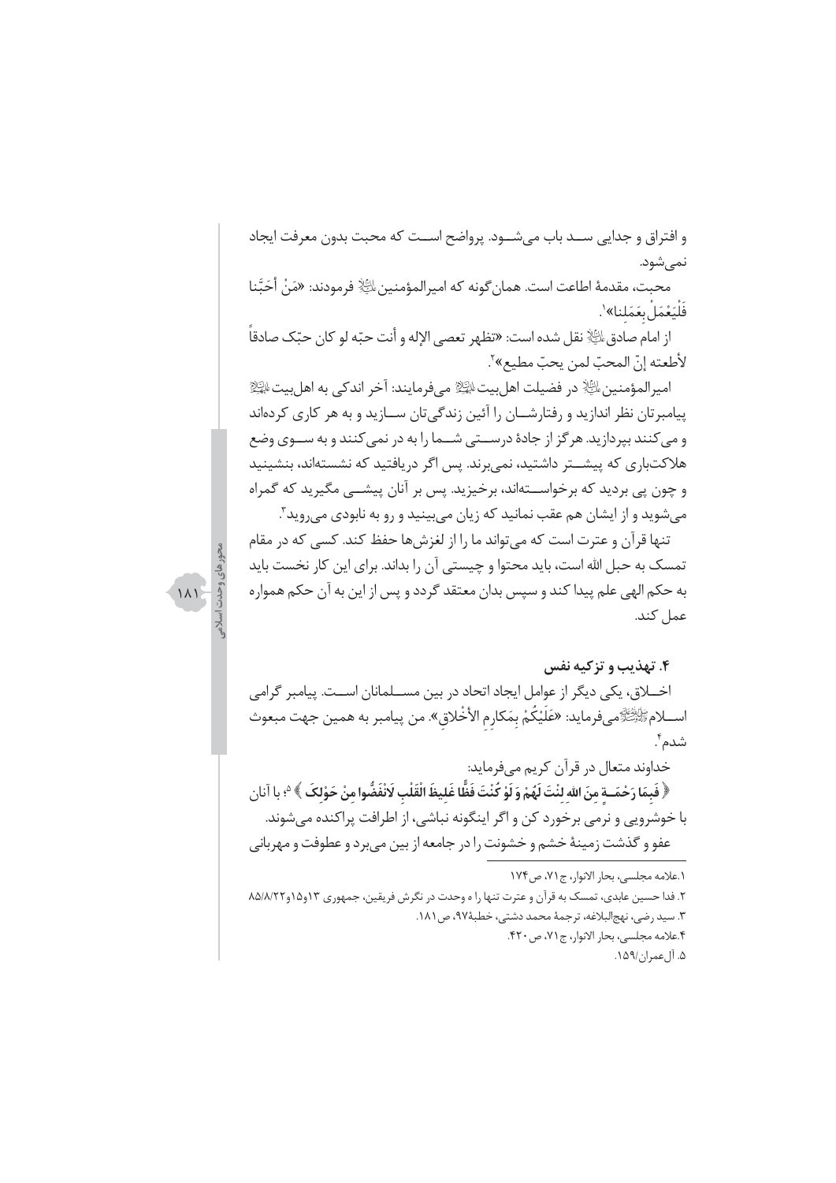و افتراق و جدایی ســد باب می‌شــود. پرواضح اســت که محبت بدون معرفت ایجاد نمی‌شود.

محبت، مقدمهٔ اطاعت است. همان‌گونه که امیرالمؤمنین علیه السلام فرمودند: «مَنْ أَحَبَّنا فَلْيَعْمَلْ بِعَمَلِنا»[1].

از امام صادق علیه السلام نقل شده است: «تظهر تعصی الإله و أنت حبّه لو کان حبّک صادقاً لأطعته إنّ المحبّ لمن یحبّ مطیع»[2].

امیرالمؤمنین علیه السلام در فضیلت اهل‌بیت علیهم السلام می‌فرمایند: آخر اندکی به اهل‌بیت علیهم السلام پیامبرتان نظر اندازید و رفتارشــان را آئین زندگی‌تان ســازید و به هر کاری کرده‌اند و می‌کنند بپردازید. هرگز از جادهٔ درســتی شــما را به در نمی‌کنند و به ســوی وضع هلاکت‌باری که پیشــتر داشتید، نمی‌برند. پس اگر دریافتید که نشسته‌اند، بنشینید و چون پی بردید که برخواســته‌اند، برخیزید. پس بر آنان پیشــی مگیرید که گمراه می‌شوید و از ایشان هم عقب نمانید که زیان می‌بینید و رو به نابودی می‌روید[3].

تنها قرآن و عترت است که می‌تواند ما را از لغزش‌ها حفظ کند. کسی که در مقام تمسک به حبل الله است، باید محتوا و چیستی آن را بداند. برای این کار نخست باید به حکم الهی علم پیدا کند و سپس بدان معتقد گردد و پس از این به آن حکم همواره عمل کند.

### ۴. تهذیب و تزکیه نفس

اخــلاق، یکی دیگر از عوامل ایجاد اتحاد در بین مســلمانان اســت. پیامبر گرامی اســلام صلی الله علیه و آله می‌فرماید: «عَلَيْكُمْ بِمَكارِمِ الأَخْلاقِ». من پیامبر به همین جهت مبعوث شدم[4].

خداوند متعال در قرآن کریم می‌فرماید:

﴿ فَبِمَا رَحْمَــةٍ مِنَ اللهِ لِنْتَ لَهُمْ وَ لَوْ كُنْتَ فَظًّا غَلِيظَ الْقَلْبِ لَانْفَضُّوا مِنْ حَوْلِكَ ﴾[5]؛ با آنان با خوشرویی و نرمی برخورد کن و اگر اینگونه نباشی، از اطرافت پراکنده می‌شوند.

عفو و گذشت زمینهٔ خشم و خشونت را در جامعه از بین می‌برد و عطوفت و مهربانی

---

۱. علامه مجلسی، بحار الانوار، ج۷۱، ص۱۷۴

۲. فدا حسین عابدی، تمسک به قرآن و عترت تنها را ه وحدت در نگرش فریقین، جمهوری ۱۳و۱۵و۸۵/۸/۲۲

۳. سید رضی، نهج‌البلاغه، ترجمهٔ محمد دشتی، خطبهٔ۹۷، ص۱۸۱.

۴. علامه مجلسی، بحار الانوار، ج۷۱، ص۴۲۰.

۵. آل‌عمران/۱۵۹.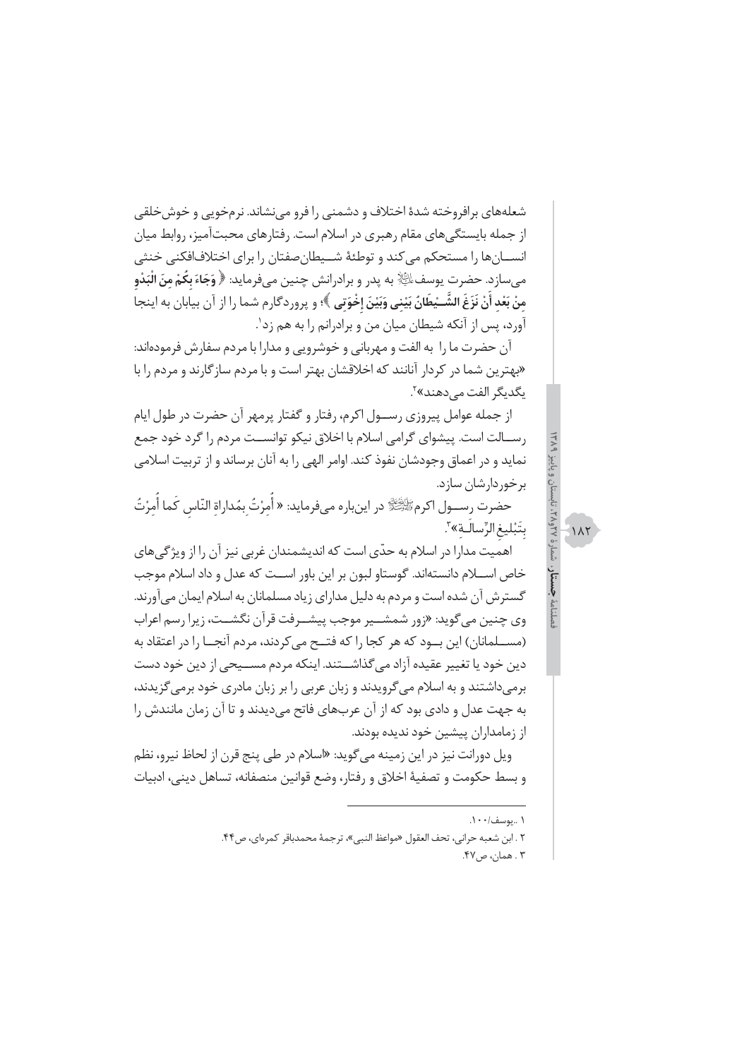شعله‌های برافروخته شدهٔ اختلاف و دشمنی را فرو می‌نشاند. نرم‌خویی و خوش‌خلقی از جمله بایستگی‌های مقام رهبری در اسلام است. رفتارهای محبت‌آمیز، روابط میان انسان‌ها را مستحکم می‌کند و توطئهٔ شیطان‌صفتان را برای اختلاف‌افکنی خنثی می‌سازد. حضرت یوسف علیه‌السلام به پدر و برادرانش چنین می‌فرماید: ﴿ **وَجَاءَ بِكُمْ مِنَ الْبَدْوِ مِنْ بَعْدِ أَنْ نَزَغَ الشَّيْطَانُ بَيْنِي وَبَيْنَ إِخْوَتِي** ﴾؛ و پروردگارم شما را از آن بیابان به اینجا آورد، پس از آنکه شیطان میان من و برادرانم را به هم زد[1].

آن حضرت ما را به الفت و مهربانی و خوشرویی و مدارا با مردم سفارش فرموده‌اند: «بهترین شما در کردار آنانند که اخلاقشان بهتر است و با مردم سازگارند و مردم را با یکدیگر الفت می‌دهند»[2].

از جمله عوامل پیروزی رسول اکرم، رفتار و گفتار پرمهر آن حضرت در طول ایام رسالت است. پیشوای گرامی اسلام با اخلاق نیکو توانست مردم را گرد خود جمع نماید و در اعماق وجودشان نفوذ کند. اوامر الهی را به آنان برساند و از تربیت اسلامی برخوردارشان سازد.

حضرت رسول اکرم صلی‌الله‌علیه‌وآله در این‌باره می‌فرماید: « أُمِرْتُ بِمُداراةِ النّاسِ كَما أُمِرْتُ بِتَبْليغِ الرِّسالَةِ»[3].

اهمیت مدارا در اسلام به حدّی است که اندیشمندان غربی نیز آن را از ویژگی‌های خاص اسلام دانسته‌اند. گوستاو لبون بر این باور است که عدل و داد اسلام موجب گسترش آن شده است و مردم به دلیل مدارای زیاد مسلمانان به اسلام ایمان می‌آورند. وی چنین می‌گوید: «زور شمشیر موجب پیشرفت قرآن نگشت، زیرا رسم اعراب (مسلمانان) این بود که هر کجا را که فتح می‌کردند، مردم آنجا را در اعتقاد به دین خود یا تغییر عقیده آزاد می‌گذاشتند. اینکه مردم مسیحی از دین خود دست برمی‌داشتند و به اسلام می‌گرویدند و زبان عربی را بر زبان مادری خود برمی‌گزیدند، به جهت عدل و دادی بود که از آن عرب‌های فاتح می‌دیدند و تا آن زمان مانندش را از زمامداران پیشین خود ندیده بودند.

ویل دورانت نیز در این زمینه می‌گوید: «اسلام در طی پنج قرن از لحاظ نیرو، نظم و بسط حکومت و تصفیهٔ اخلاق و رفتار، وضع قوانین منصفانه، تساهل دینی، ادبیات

---

۱ . یوسف/۱۰۰.

۲ . ابن شعبه حرانی، تحف العقول «مواعظ النبی»، ترجمهٔ محمدباقر کمره‌ای، ص۴۴.

۳ . همان، ص۴۷.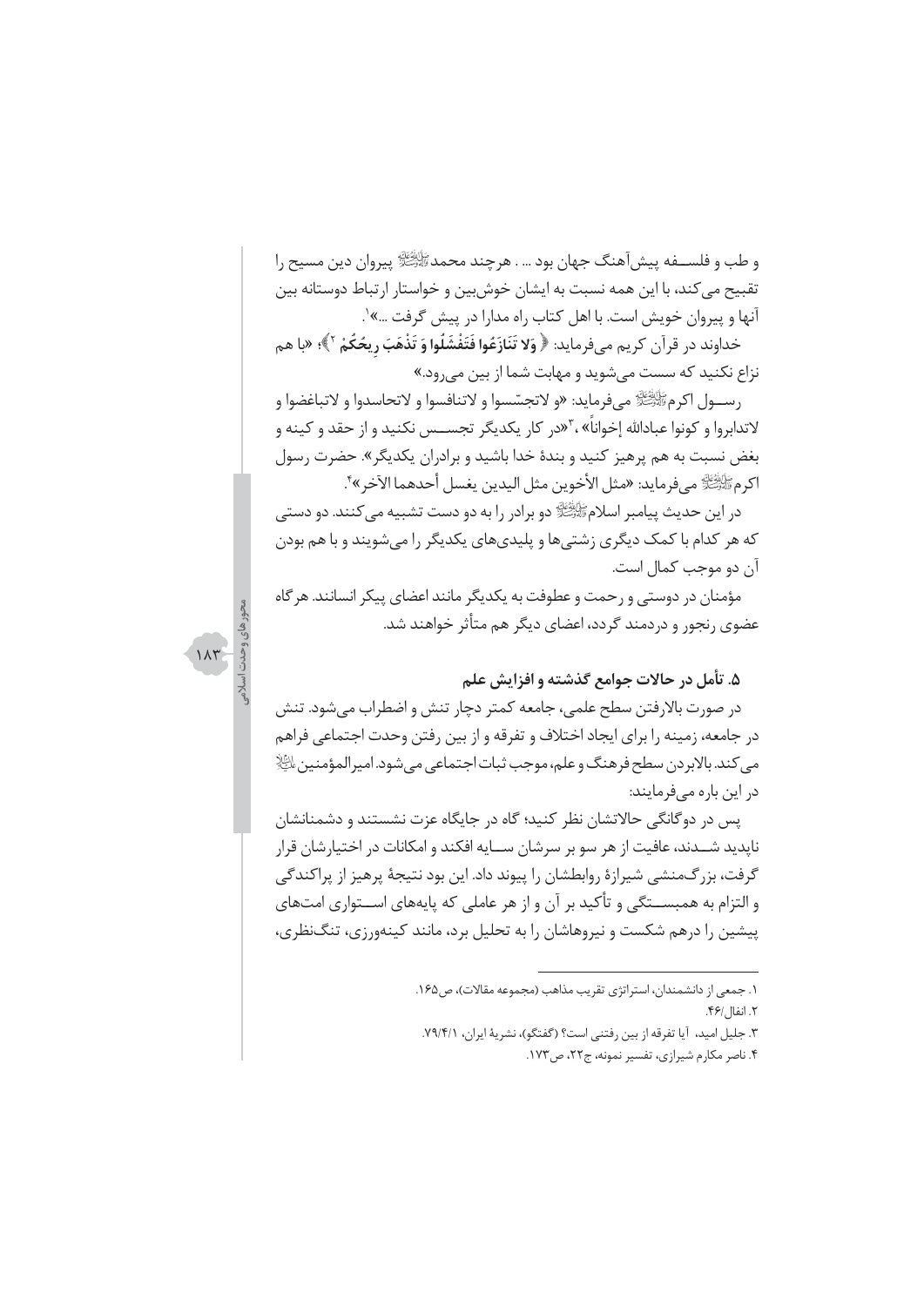و طب و فلسفه پیش‌آهنگ جهان بود ... . هرچند محمدﷺ پیروان دین مسیح را تقبیح می‌کند، با این همه نسبت به ایشان خوش‌بین و خواستار ارتباط دوستانه بین آنها و پیروان خویش است. با اهل کتاب راه مدارا در پیش گرفت ...»[1].

خداوند در قرآن کریم می‌فرماید: ﴿ **وَلا تَنَازَعُوا فَتَفْشَلُوا وَ تَذْهَبَ رِيحُكُمْ** [2]﴾؛ «با هم نزاع نکنید که سست می‌شوید و مهابت شما از بین می‌رود.»

رسول اکرمﷺ می‌فرماید: «و لاتجسّسوا و لاتنافسوا و لاتحاسدوا و لاتباغضوا و لاتدابروا و کونوا عبادالله إخواناً»، [3]«در کار یکدیگر تجسس نکنید و از حقد و کینه و بغض نسبت به هم پرهیز کنید و بندهٔ خدا باشید و برادران یکدیگر». حضرت رسول اکرمﷺ می‌فرماید: «مثل الأخوین مثل الیدین یغسل أحدهما الآخر»[4].

در این حدیث پیامبر اسلامﷺ دو برادر را به دو دست تشبیه می‌کنند. دو دستی که هر کدام با کمک دیگری زشتی‌ها و پلیدی‌های یکدیگر را می‌شویند و با هم بودن آن دو موجب کمال است.

مؤمنان در دوستی و رحمت و عطوفت به یکدیگر مانند اعضای پیکر انسانند. هرگاه عضوی رنجور و دردمند گردد، اعضای دیگر هم متأثر خواهند شد.

### ۵. تأمل در حالات جوامع گذشته و افزایش علم

در صورت بالارفتن سطح علمی، جامعه کمتر دچار تنش و اضطراب می‌شود. تنش در جامعه، زمینه را برای ایجاد اختلاف و تفرقه و از بین رفتن وحدت اجتماعی فراهم می‌کند. بالابردن سطح فرهنگ و علم، موجب ثبات اجتماعی می‌شود. امیرالمؤمنینؑ در این باره می‌فرمایند:

پس در دوگانگی حالاتشان نظر کنید؛ گاه در جایگاه عزت نشستند و دشمنانشان ناپدید شدند، عافیت از هر سو بر سرشان سایه افکند و امکانات در اختیارشان قرار گرفت، بزرگ‌منشی شیرازهٔ روابطشان را پیوند داد. این بود نتیجهٔ پرهیز از پراکندگی و التزام به همبستگی و تأکید بر آن و از هر عاملی که پایه‌های استواری امت‌های پیشین را درهم شکست و نیروهاشان را به تحلیل برد، مانند کینه‌ورزی، تنگ‌نظری،

---

۱. جمعی از دانشمندان، استراتژی تقریب مذاهب (مجموعه مقالات)، ص۱۶۵.
۲. انفال/۴۶.
۳. جلیل امید، آیا تفرقه از بین رفتنی است؟ (گفتگو)، نشریهٔ ایران، ۷۹/۴/۱.
۴. ناصر مکارم شیرازی، تفسیر نمونه، ج۲۲، ص۱۷۳.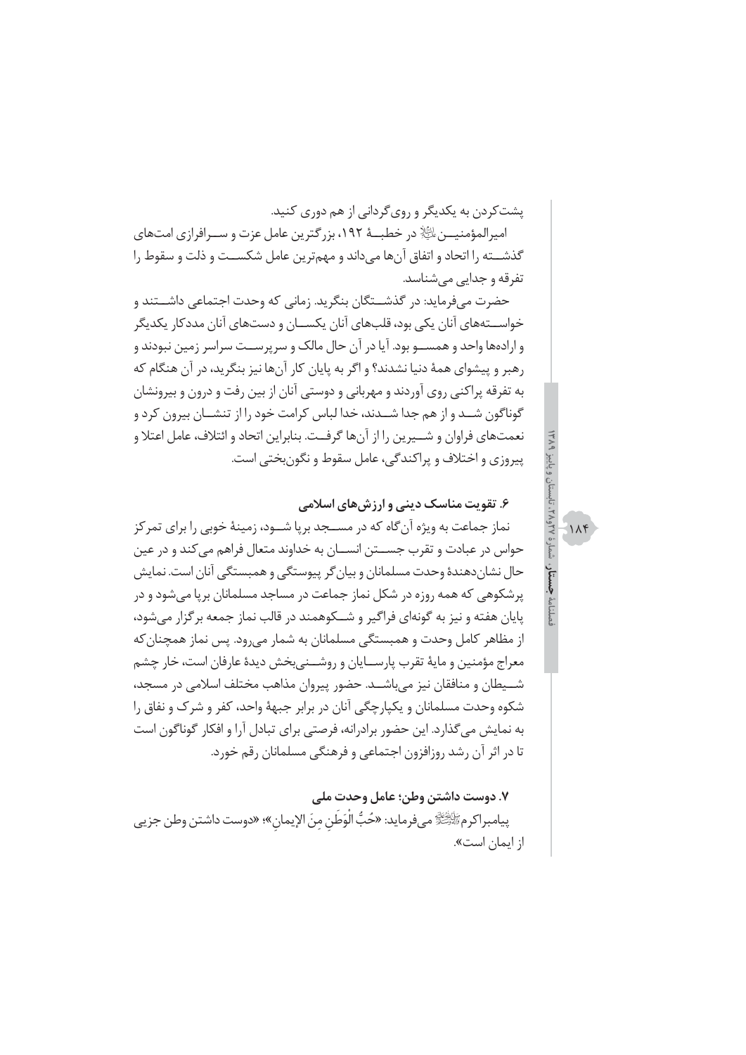پشت‌کردن به یکدیگر و روی‌گردانی از هم دوری کنید.

امیرالمؤمنین علیه السلام در خطبهٔ ۱۹۲، بزرگترین عامل عزت و سرافرازی امت‌های گذشته را اتحاد و اتفاق آن‌ها می‌داند و مهم‌ترین عامل شکست و ذلت و سقوط را تفرقه و جدایی می‌شناسد.

حضرت می‌فرماید: در گذشتگان بنگرید. زمانی که وحدت اجتماعی داشتند و خواسته‌های آنان یکی بود، قلب‌های آنان یکسان و دست‌های آنان مددکار یکدیگر و اراده‌ها واحد و همسو بود. آیا در آن حال مالک و سرپرست سراسر زمین نبودند و رهبر و پیشوای همهٔ دنیا نشدند؟ و اگر به پایان کار آن‌ها نیز بنگرید، در آن هنگام که به تفرقه پراکنی روی آوردند و مهربانی و دوستی آنان از بین رفت و درون و بیرونشان گوناگون شد و از هم جدا شدند، خدا لباس کرامت خود را از تنشان بیرون کرد و نعمت‌های فراوان و شیرین را از آن‌ها گرفت. بنابراین اتحاد و ائتلاف، عامل اعتلا و پیروزی و اختلاف و پراکندگی، عامل سقوط و نگون‌بختی است.

### ۶. تقویت مناسک دینی و ارزش‌های اسلامی

نماز جماعت به ویژه آن‌گاه که در مسجد برپا شود، زمینهٔ خوبی را برای تمرکز حواس در عبادت و تقرب جستن انسان به خداوند متعال فراهم می‌کند و در عین حال نشان‌دهندهٔ وحدت مسلمانان و بیان‌گر پیوستگی و همبستگی آنان است. نمایش پرشکوهی که همه روزه در شکل نماز جماعت در مساجد مسلمانان برپا می‌شود و در پایان هفته و نیز به گونه‌ای فراگیر و شکوهمند در قالب نماز جمعه برگزار می‌شود، از مظاهر کامل وحدت و همبستگی مسلمانان به شمار می‌رود. پس نماز همچنان‌که معراج مؤمنین و مایهٔ تقرب پارسایان و روشنی‌بخش دیدهٔ عارفان است، خار چشم شیطان و منافقان نیز می‌باشد. حضور پیروان مذاهب مختلف اسلامی در مسجد، شکوه وحدت مسلمانان و یکپارچگی آنان در برابر جبههٔ واحد، کفر و شرک و نفاق را به نمایش می‌گذارد. این حضور برادرانه، فرصتی برای تبادل آرا و افکار گوناگون است تا در اثر آن رشد روزافزون اجتماعی و فرهنگی مسلمانان رقم خورد.

### ۷. دوست داشتن وطن؛ عامل وحدت ملی

پیامبراکرم صلی الله علیه و آله می‌فرماید: «حُبُّ الْوَطَنِ مِنَ الإیمانِ»؛ «دوست داشتن وطن جزیی از ایمان است».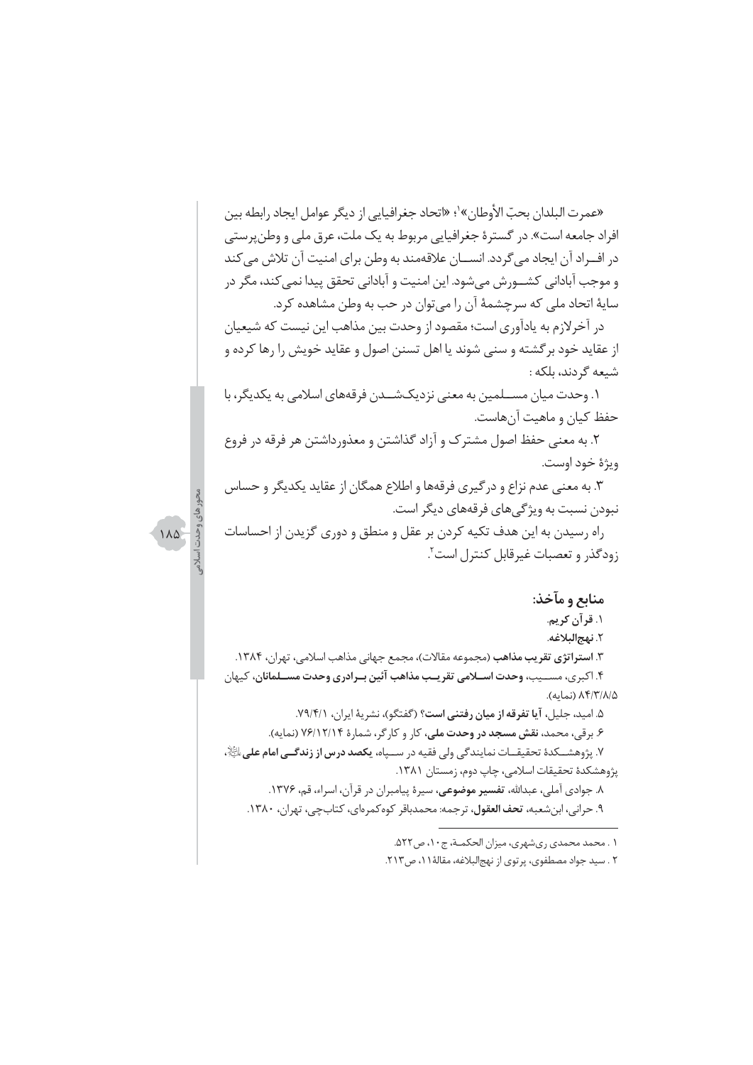«عمرت البلدان بحبّ الأوطان»[1]؛ «اتحاد جغرافیایی از دیگر عوامل ایجاد رابطه بین افراد جامعه است». در گسترهٔ جغرافیایی مربوط به یک ملت، عرق ملی و وطن‌پرستی در افـراد آن ایجاد می‌گردد. انســان علاقه‌مند به وطن برای امنیت آن تلاش می‌کند و موجب آبادانی کشـورش می‌شود. این امنیت و آبادانی تحقق پیدا نمی‌کند، مگر در سایهٔ اتحاد ملی که سرچشمهٔ آن را می‌توان در حب به وطن مشاهده کرد.

در آخرلازم به یادآوری است؛ مقصود از وحدت بین مذاهب این نیست که شیعیان از عقاید خود برگشته و سنی شوند یا اهل تسنن اصول و عقاید خویش را رها کرده و شیعه گردند، بلکه :

۱. وحدت میان مسـلمین به معنی نزدیک‌شـدن فرقه‌های اسلامی به یکدیگر، با حفظ کیان و ماهیت آن‌هاست.

۲. به معنی حفظ اصول مشترک و آزاد گذاشتن و معذورداشتن هر فرقه در فروع ویژهٔ خود اوست.

۳. به معنی عدم نزاع و درگیری فرقه‌ها و اطلاع همگان از عقاید یکدیگر و حساس نبودن نسبت به ویژگی‌های فرقه‌های دیگر است.

راه رسیدن به این هدف تکیه کردن بر عقل و منطق و دوری گزیدن از احساسات زودگذر و تعصبات غیرقابل کنترل است[2].

## منابع و مآخذ:

۱. **قرآن کریم**.

۲. **نهج‌البلاغه**.

۳. **استراتژی تقریب مذاهب** (مجموعه مقالات)، مجمع جهانی مذاهب اسلامی، تهران، ۱۳۸۴.

۴. اکبری، مسـیب، **وحدت اسـلامی تقریـب مذاهب آئین بـرادری وحدت مسـلمانان**، کیهان ۸۴/۳/۸/۵ (نمایه).

۵. امید، جلیل، **آیا تفرقه از میان رفتنی است؟** (گفتگو)، نشریهٔ ایران، ۷۹/۴/۱.

۶. برقی، محمد، **نقش مسجد در وحدت ملی**، کار و کارگر، شمارهٔ ۷۶/۱۲/۱۴ (نمایه).

۷. پژوهشـکدهٔ تحقیقـات نمایندگی ولی فقیه در سـپاه، **یکصد درس از زندگـی امام علی**(ع)، پژوهشکدهٔ تحقیقات اسلامی، چاپ دوم، زمستان ۱۳۸۱.

۸. جوادی آملی، عبدالله، **تفسیر موضوعی**، سیرهٔ پیامبران در قرآن، اسراء، قم، ۱۳۷۶.

۹. حرانی، ابن‌شعبه، **تحف العقول**، ترجمه: محمدباقر کوه‌کمره‌ای، کتابچی، تهران، ۱۳۸۰.

---

۱. محمد محمدی ری‌شهری، میزان الحکمـة، ج۱۰، ص۵۲۲.

۲. سید جواد مصطفوی، پرتوی از نهج‌البلاغه، مقالهٔ۱۱، ص۲۱۳.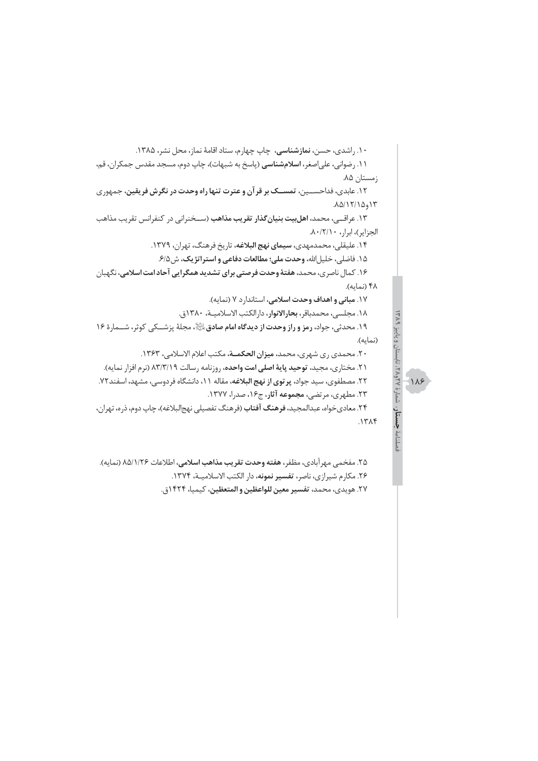۱۰. راشدی، حسن، **نمازشناسی**، چاپ چهارم، ستاد اقامهٔ نماز، محل نشر، ۱۳۸۵.

۱۱. رضوانی، علی‌اصغر، **اسلام‌شناسی** (پاسخ به شبهات)، چاپ دوم، مسجد مقدس جمکران، قم، زمستان ۸۵.

۱۲. عابدی، فداحسین، **تمسک بر قرآن و عترت تنها راه وحدت در نگرش فریقین**، جمهوری ۱۳و۸۵/۱۲/۱۵.

۱۳. عراقی، محمد، **اهل‌بیت بنیان‌گذار تقریب مذاهب** (سخنرانی در کنفرانس تقریب مذاهب الجزایر)، ابرار، ۸۰/۲/۱۰.

۱۴. علیقلی، محمدمهدی، **سیمای نهج البلاغه**، تاریخ فرهنگ، تهران، ۱۳۷۹.

۱۵. فاضلی، خلیل‌الله، **وحدت ملی؛ مطالعات دفاعی و استراتژیک**، ش۶/۵.

۱۶. کمال ناصری، محمد، **هفتهٔ وحدت فرصتی برای تشدید همگرایی آحاد امت اسلامی**، نگهبان ۴۸ (نمایه).

۱۷. **مبانی و اهداف وحدت اسلامی**، استاندارد ۷ (نمایه).

۱۸. مجلسی، محمدباقر، **بحارالانوار**، دارالکتب الاسلامیة، ۱۳۸۰ق.

۱۹. محدثی، جواد، **رمز و راز وحدت از دیدگاه امام صادق**، مجلهٔ پزشکی کوثر، شمارهٔ ۱۶ (نمایه).

۲۰. محمدی ری شهری، محمد، **میزان الحکمة**، مکتب اعلام الاسلامی، ۱۳۶۳.

۲۱. مختاری، مجید، **توحید پایهٔ اصلی امت واحده**، روزنامه رسالت ۸۳/۳/۱۹ (نرم افزار نمایه).

۲۲. مصطفوی، سید جواد، **پرتوی از نهج البلاغه**، مقاله ۱۱، دانشگاه فردوسی، مشهد، اسفند۷۲.

۲۳. مطهری، مرتضی، **مجموعه آثار**، ج۱۶، صدرا، ۱۳۷۷.

۲۴. معادی‌خواه، عبدالمجید، **فرهنگ آفتاب** (فرهنگ تفصیلی نهج‌البلاغه)، چاپ دوم، ذره، تهران، ۱۳۸۴.

۲۵. مفخمی مهرآبادی، مظفر، **هفته وحدت تقریب مذاهب اسلامی**، اطلاعات ۸۵/۱/۲۶ (نمایه).

۲۶. مکارم شیرازی، ناصر، **تفسیر نمونه**، دار الکتب الاسلامیة، ۱۳۷۴.

۲۷. هویدی، محمد، **تفسیر معین للواعظین و المتعظین**، کیمیا، ۱۴۲۴ق.